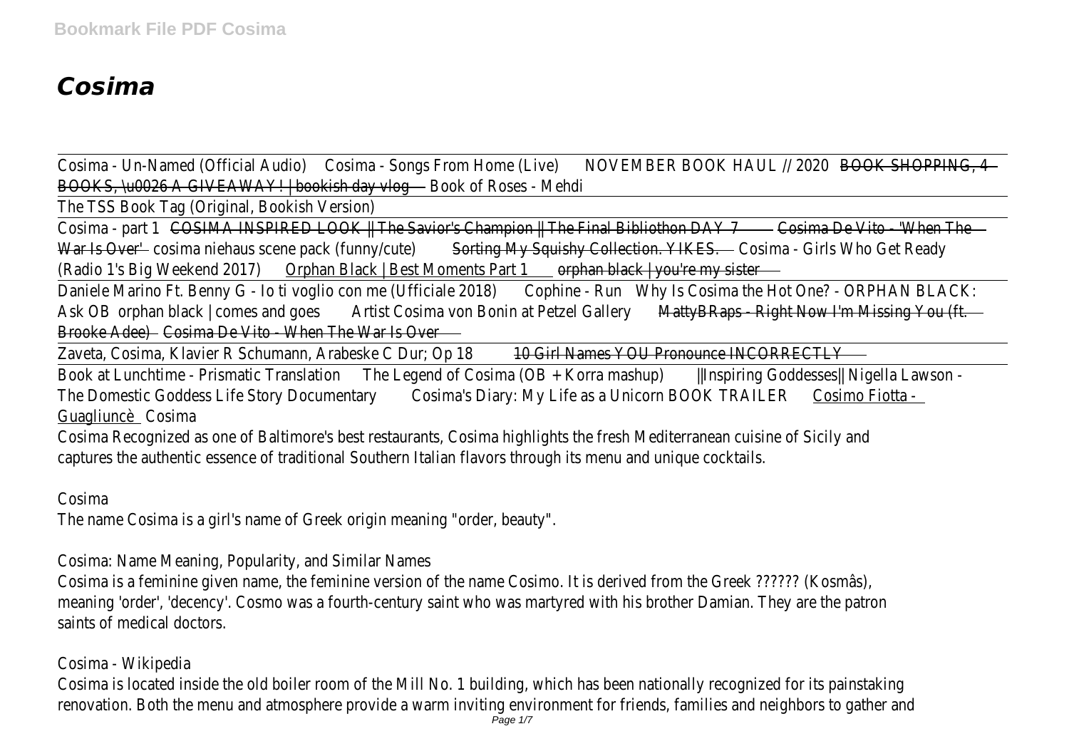# *Cosima*

Cosima - Un-Named (Official Audio) Cosima - Songs From Home (Live) NOVEMBER BOOK HAUL // 2020 BOOK SHOPPING, 4 BOOKS, \u0026 A GIVEAWAY! | bookish day vlog Book of Roses - Mehdi

The TSS Book Tag (Original, Bookish Version)

Cosima - part 1 COSIMA INSPIRED LOOK || The Savior's Champion || The Final Bibliothon DAY 7 Cosima De Vito - 'When The War Is Over' cosima niehaus scene pack (funny/cute) Sorting My Squishy Collection. YIKES. Cosima - Girls Who Get Ready (Radio 1's Big Weekend 2017) Orphan Black | Best Moments Part 1 orphan black | you're my sister

Daniele Marino Ft. Benny G - Io ti voglio con me (Ufficiale 2018) Cophine - Run Why Is Cosima the Hot One? - ORPHAN BLACK: Ask OB orphan black | comes and goes Artist Cosima von Bonin at Petzel Gallery MattyBRaps - Right Now I'm Missing You (ft. Brooke Adee) Cosima De Vito - When The War Is Over

Zaveta, Cosima, Klavier R Schumann, Arabeske C Dur; Op 18 10 Girl Names YOU Pronounce INCORRECTLY

Book at Lunchtime - Prismatic Translation The Legend of Cosima (OB + Korra mashup) ||Inspiring Goddesses|| Nigella Lawson - The Domestic Goddess Life Story Documentary Cosima's Diary: My Life as a Unicorn BOOK TRAILER Cosimo Fiotta - Guagliuncè Cosima

Cosima Recognized as one of Baltimore's best restaurants, Cosima highlights the fresh Mediterranean cuisine of Sicily and captures the authentic essence of traditional Southern Italian flavors through its menu and unique cocktails.

Cosima

The name Cosima is a girl's name of Greek origin meaning "order, beauty".

Cosima: Name Meaning, Popularity, and Similar Names

Cosima is a feminine given name, the feminine version of the name Cosimo. It is derived from the Greek ?????? (Kosmâs), meaning 'order', 'decency'. Cosmo was a fourth-century saint who was martyred with his brother Damian. They are the patron saints of medical doctors.

Cosima - Wikipedia

Cosima is located inside the old boiler room of the Mill No. 1 building, which has been nationally recognized for its painstaking renovation. Both the menu and atmosphere provide a warm inviting environment for friends, families and neighbors to gather and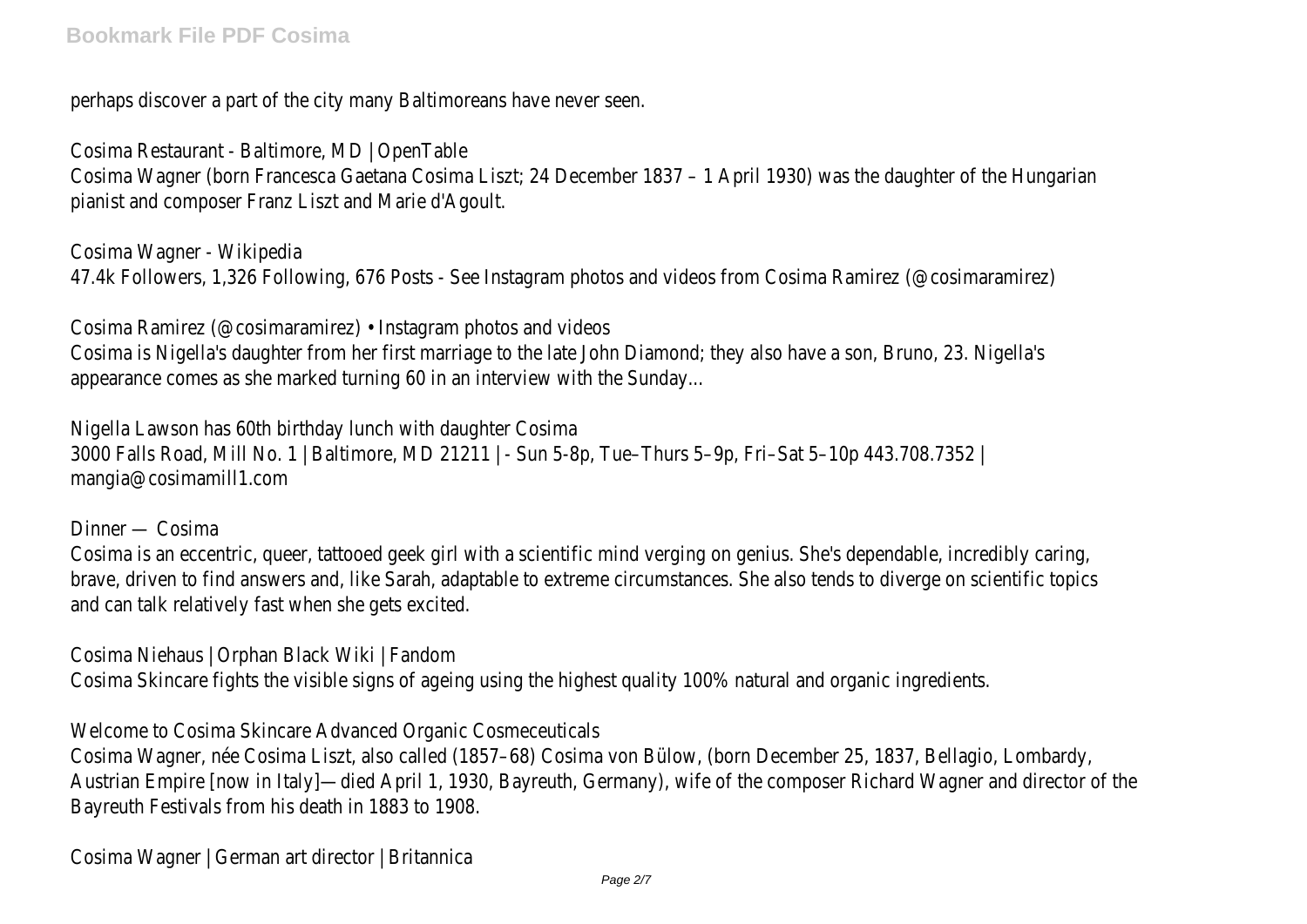perhaps discover a part of the city many Baltimoreans have never seen.

Cosima Restaurant - Baltimore, MD | OpenTable

Cosima Wagner (born Francesca Gaetana Cosima Liszt; 24 December 1837 – 1 April 1930) was the daughter of the Hungarian pianist and composer Franz Liszt and Marie d'Agoult.

Cosima Wagner - Wikipedia

47.4k Followers, 1,326 Following, 676 Posts - See Instagram photos and videos from Cosima Ramirez (@cosimaramirez)

Cosima Ramirez (@cosimaramirez) • Instagram photos and videos

Cosima is Nigella's daughter from her first marriage to the late John Diamond; they also have a son, Bruno, 23. Nigella's appearance comes as she marked turning 60 in an interview with the Sunday...

Nigella Lawson has 60th birthday lunch with daughter Cosima

3000 Falls Road, Mill No. 1 | Baltimore, MD 21211 | - Sun 5-8p, Tue–Thurs 5–9p, Fri–Sat 5–10p 443.708.7352 | mangia@cosimamill1.com

Dinner — Cosima

Cosima is an eccentric, queer, tattooed geek girl with a scientific mind verging on genius. She's dependable, incredibly caring, brave, driven to find answers and, like Sarah, adaptable to extreme circumstances. She also tends to diverge on scientific topics and can talk relatively fast when she gets excited.

Cosima Niehaus | Orphan Black Wiki | Fandom

Cosima Skincare fights the visible signs of ageing using the highest quality 100% natural and organic ingredients.

Welcome to Cosima Skincare Advanced Organic Cosmeceuticals

Cosima Wagner, née Cosima Liszt, also called (1857–68) Cosima von Bülow, (born December 25, 1837, Bellagio, Lombardy, Austrian Empire [now in Italy]—died April 1, 1930, Bayreuth, Germany), wife of the composer Richard Wagner and director of the Bayreuth Festivals from his death in 1883 to 1908.

Cosima Wagner | German art director | Britannica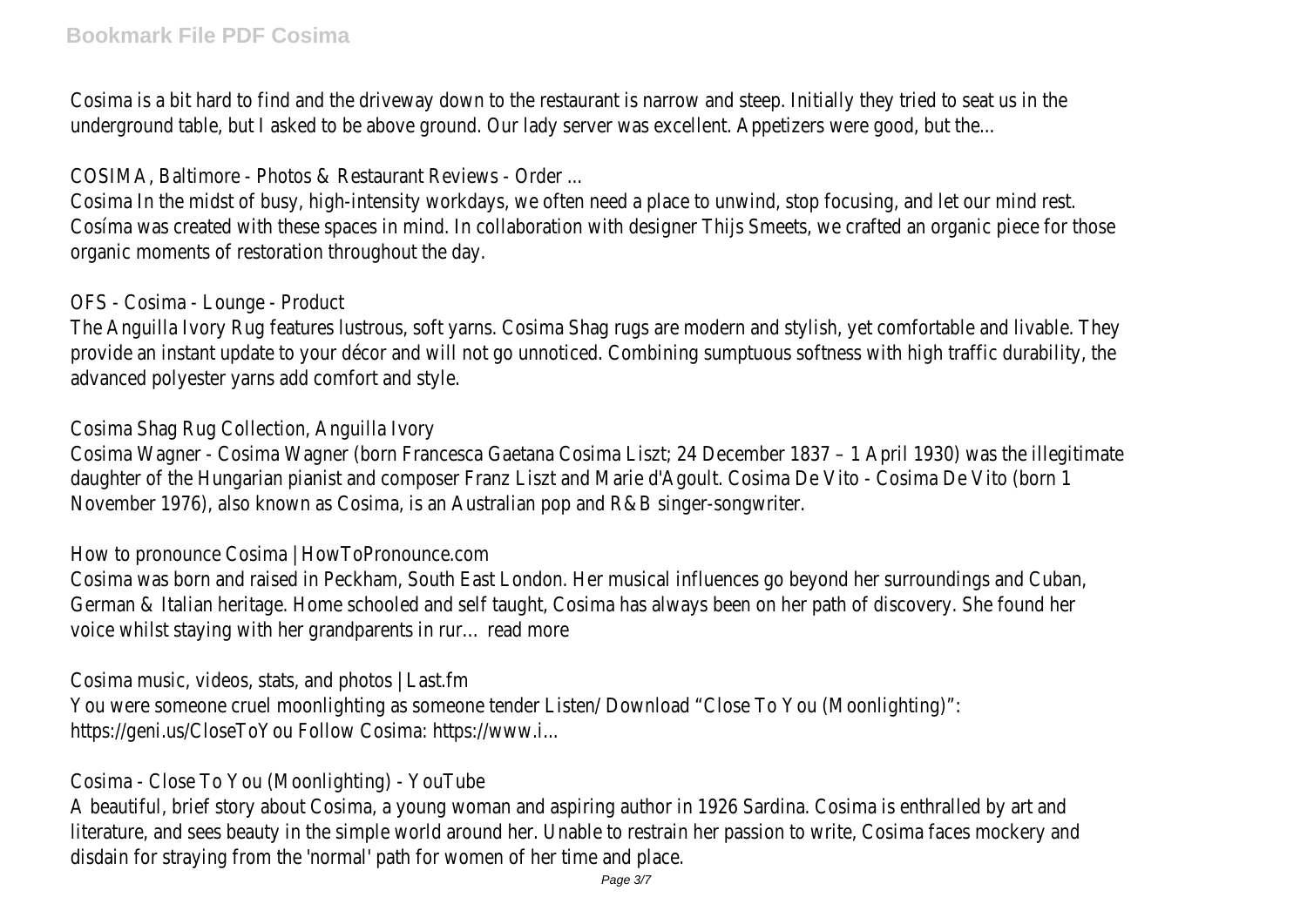Cosima is a bit hard to find and the driveway down to the restaurant is narrow and steep. Initially they tried to seat us in the underground table, but I asked to be above ground. Our lady server was excellent. Appetizers were good, but the...

COSIMA, Baltimore - Photos & Restaurant Reviews - Order ...

Cosima In the midst of busy, high-intensity workdays, we often need a place to unwind, stop focusing, and let our mind rest. Cosíma was created with these spaces in mind. In collaboration with designer Thijs Smeets, we crafted an organic piece for those organic moments of restoration throughout the day.

OFS - Cosima - Lounge - Product

The Anguilla Ivory Rug features lustrous, soft yarns. Cosima Shag rugs are modern and stylish, yet comfortable and livable. They provide an instant update to your décor and will not go unnoticed. Combining sumptuous softness with high traffic durability, the advanced polyester yarns add comfort and style.

Cosima Shag Rug Collection, Anguilla Ivory

Cosima Wagner - Cosima Wagner (born Francesca Gaetana Cosima Liszt; 24 December 1837 – 1 April 1930) was the illegitimate daughter of the Hungarian pianist and composer Franz Liszt and Marie d'Agoult. Cosima De Vito - Cosima De Vito (born 1 November 1976), also known as Cosima, is an Australian pop and R&B singer-songwriter.

How to pronounce Cosima | HowToPronounce.com

Cosima was born and raised in Peckham, South East London. Her musical influences go beyond her surroundings and Cuban, German & Italian heritage. Home schooled and self taught, Cosima has always been on her path of discovery. She found her voice whilst staying with her grandparents in rur… read more

Cosima music, videos, stats, and photos | Last.fm

You were someone cruel moonlighting as someone tender Listen/ Download "Close To You (Moonlighting)": https://geni.us/CloseToYou Follow Cosima: https://www.i...

Cosima - Close To You (Moonlighting) - YouTube

A beautiful, brief story about Cosima, a young woman and aspiring author in 1926 Sardina. Cosima is enthralled by art and literature, and sees beauty in the simple world around her. Unable to restrain her passion to write, Cosima faces mockery and disdain for straying from the 'normal' path for women of her time and place.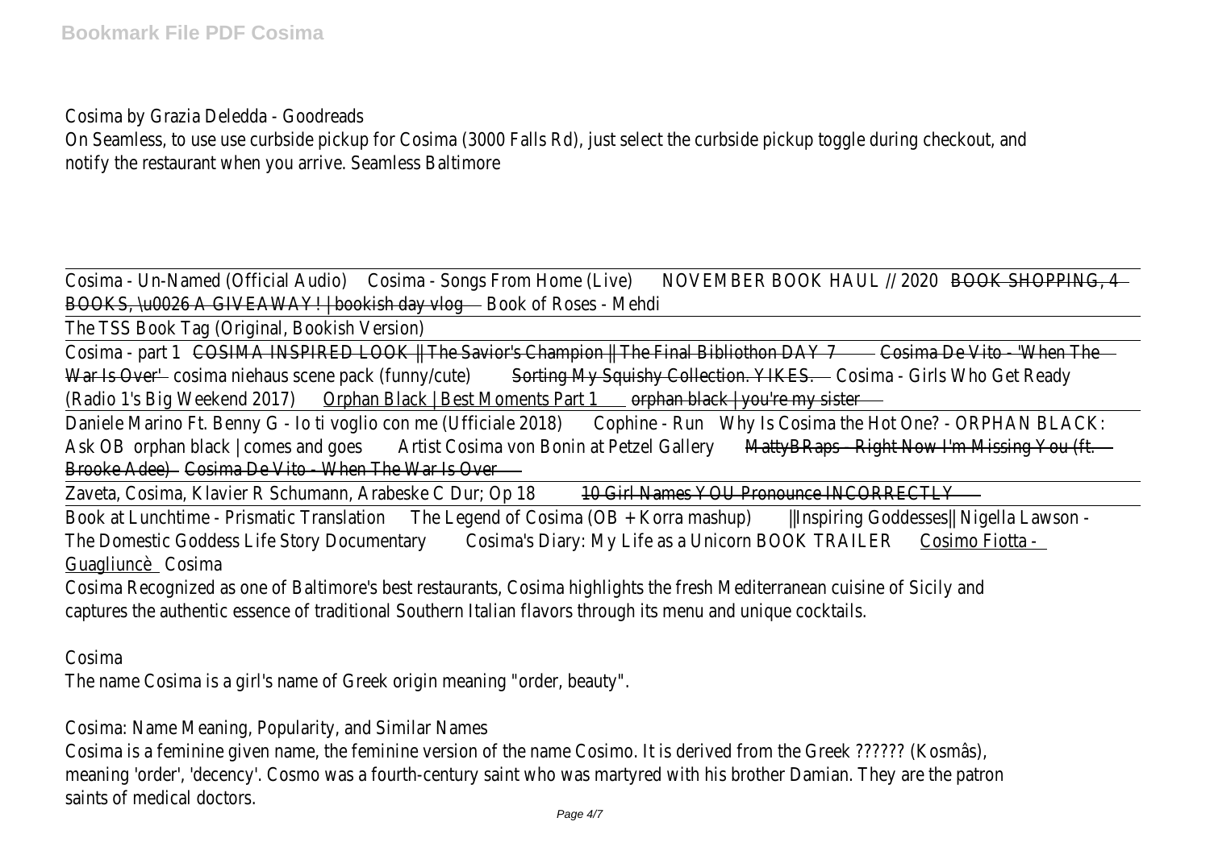Cosima by Grazia Deledda - Goodreads

On Seamless, to use use curbside pickup for Cosima (3000 Falls Rd), just select the curbside pickup toggle during checkout, and notify the restaurant when you arrive. Seamless Baltimore

Cosima - Un-Named (Official Audio) Cosima - Songs From Home (Live) NOVEMBER BOOK HAUL // 2020 BOOK SHOPPING, 4 BOOKS, \u0026 A GIVEAWAY! | bookish day vlog Book of Roses - Mehdi

The TSS Book Tag (Original, Bookish Version)

Cosima - part 1 COSIMA INSPIRED LOOK || The Savior's Champion || The Final Bibliothon DAY 7 Cosima De Vito - 'When The War Is Over' cosima niehaus scene pack (funny/cute) Sorting My Squishy Collection. YIKES. Cosima - Girls Who Get Ready (Radio 1's Big Weekend 2017) Orphan Black | Best Moments Part 1 orphan black | you're my sister

Daniele Marino Ft. Benny G - Io ti voglio con me (Ufficiale 2018) Cophine - Run Why Is Cosima the Hot One? - ORPHAN BLACK: Ask OB orphan black | comes and goes Artist Cosima von Bonin at Petzel Gallery MattyBRaps - Right Now I'm Missing You (ft. Brooke Adee) Cosima De Vito - When The War Is Over

Zaveta, Cosima, Klavier R Schumann, Arabeske C Dur; Op 18 10 Girl Names YOU Pronounce INCORRECTLY

Book at Lunchtime - Prismatic Translation The Legend of Cosima (OB + Korra mashup) ||Inspiring Goddesses|| Nigella Lawson - The Domestic Goddess Life Story Documentary Cosima's Diary: My Life as a Unicorn BOOK TRAILER Cosimo Fiotta - Guagliuncè Cosima

Cosima Recognized as one of Baltimore's best restaurants, Cosima highlights the fresh Mediterranean cuisine of Sicily and captures the authentic essence of traditional Southern Italian flavors through its menu and unique cocktails.

Cosima

The name Cosima is a girl's name of Greek origin meaning "order, beauty".

Cosima: Name Meaning, Popularity, and Similar Names

Cosima is a feminine given name, the feminine version of the name Cosimo. It is derived from the Greek ?????? (Kosmâs), meaning 'order', 'decency'. Cosmo was a fourth-century saint who was martyred with his brother Damian. They are the patron saints of medical doctors.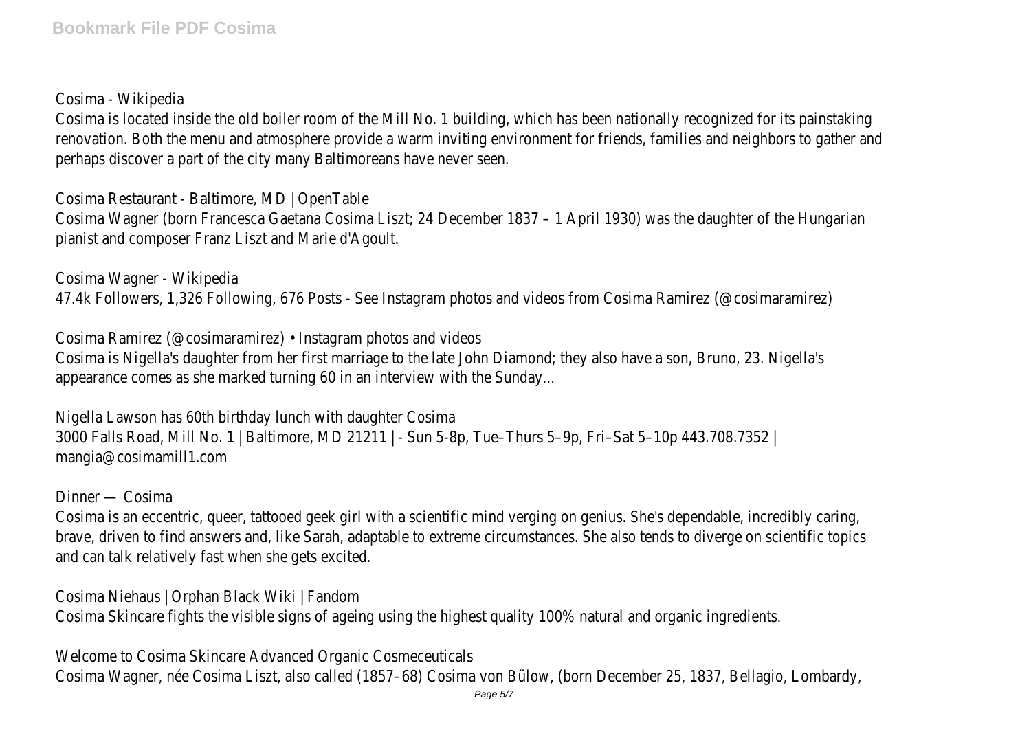Cosima - Wikipedia

Cosima is located inside the old boiler room of the Mill No. 1 building, which has been nationally recognized for its painstaking renovation. Both the menu and atmosphere provide a warm inviting environment for friends, families and neighbors to gather and perhaps discover a part of the city many Baltimoreans have never seen.

Cosima Restaurant - Baltimore, MD | OpenTable

Cosima Wagner (born Francesca Gaetana Cosima Liszt; 24 December 1837 – 1 April 1930) was the daughter of the Hungarian pianist and composer Franz Liszt and Marie d'Agoult.

Cosima Wagner - Wikipedia

47.4k Followers, 1,326 Following, 676 Posts - See Instagram photos and videos from Cosima Ramirez (@cosimaramirez)

Cosima Ramirez (@cosimaramirez) • Instagram photos and videos

Cosima is Nigella's daughter from her first marriage to the late John Diamond; they also have a son, Bruno, 23. Nigella's appearance comes as she marked turning 60 in an interview with the Sunday...

Nigella Lawson has 60th birthday lunch with daughter Cosima

3000 Falls Road, Mill No. 1 | Baltimore, MD 21211 | - Sun 5-8p, Tue–Thurs 5–9p, Fri–Sat 5–10p 443.708.7352 | mangia@cosimamill1.com

Dinner — Cosima

Cosima is an eccentric, queer, tattooed geek girl with a scientific mind verging on genius. She's dependable, incredibly caring, brave, driven to find answers and, like Sarah, adaptable to extreme circumstances. She also tends to diverge on scientific topics and can talk relatively fast when she gets excited.

Cosima Niehaus | Orphan Black Wiki | Fandom

Cosima Skincare fights the visible signs of ageing using the highest quality 100% natural and organic ingredients.

Welcome to Cosima Skincare Advanced Organic Cosmeceuticals

Cosima Wagner, née Cosima Liszt, also called (1857–68) Cosima von Bülow, (born December 25, 1837, Bellagio, Lombardy,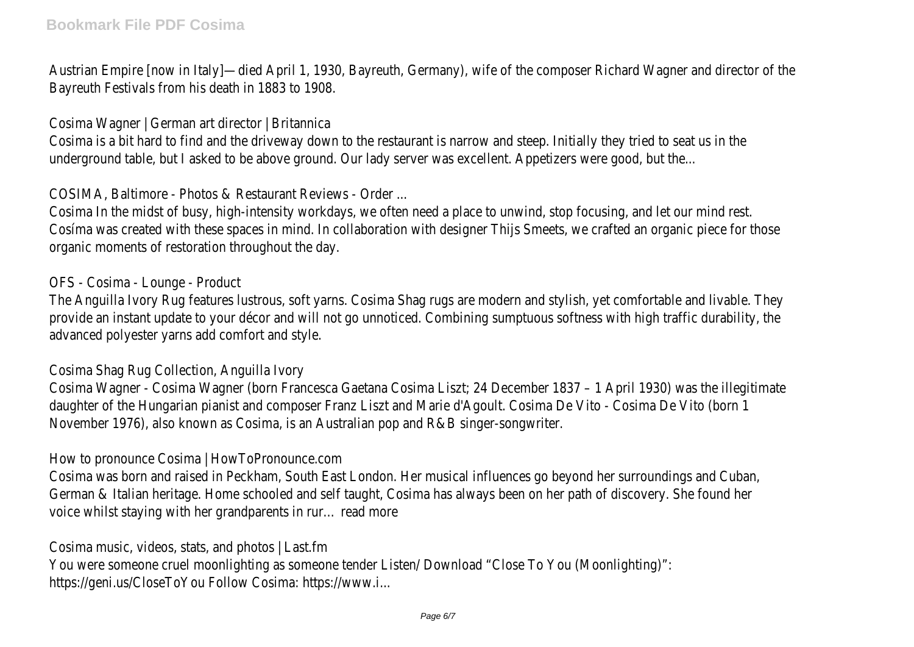Austrian Empire [now in Italy]—died April 1, 1930, Bayreuth, Germany), wife of the composer Richard Wagner and director of the Bayreuth Festivals from his death in 1883 to 1908.

Cosima Wagner | German art director | Britannica

Cosima is a bit hard to find and the driveway down to the restaurant is narrow and steep. Initially they tried to seat us in the underground table, but I asked to be above ground. Our lady server was excellent. Appetizers were good, but the...

COSIMA, Baltimore - Photos & Restaurant Reviews - Order ...

Cosima In the midst of busy, high-intensity workdays, we often need a place to unwind, stop focusing, and let our mind rest. Cosíma was created with these spaces in mind. In collaboration with designer Thijs Smeets, we crafted an organic piece for those organic moments of restoration throughout the day.

OFS - Cosima - Lounge - Product

The Anguilla Ivory Rug features lustrous, soft yarns. Cosima Shag rugs are modern and stylish, yet comfortable and livable. They provide an instant update to your décor and will not go unnoticed. Combining sumptuous softness with high traffic durability, the advanced polyester yarns add comfort and style.

Cosima Shag Rug Collection, Anguilla Ivory

Cosima Wagner - Cosima Wagner (born Francesca Gaetana Cosima Liszt; 24 December 1837 – 1 April 1930) was the illegitimate daughter of the Hungarian pianist and composer Franz Liszt and Marie d'Agoult. Cosima De Vito - Cosima De Vito (born 1 November 1976), also known as Cosima, is an Australian pop and R&B singer-songwriter.

How to pronounce Cosima | HowToPronounce.com

Cosima was born and raised in Peckham, South East London. Her musical influences go beyond her surroundings and Cuban, German & Italian heritage. Home schooled and self taught, Cosima has always been on her path of discovery. She found her voice whilst staying with her grandparents in rur… read more

Cosima music, videos, stats, and photos | Last.fm

You were someone cruel moonlighting as someone tender Listen/ Download "Close To You (Moonlighting)": https://geni.us/CloseToYou Follow Cosima: https://www.i...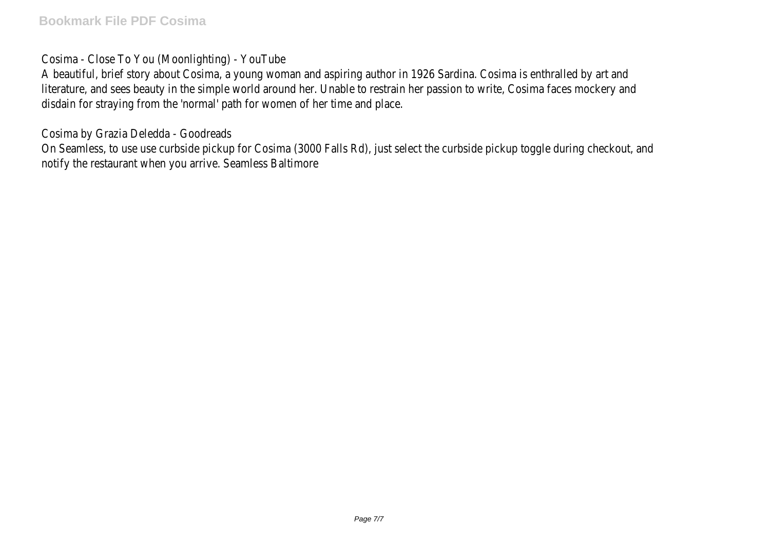Cosima - Close To You (Moonlighting) - YouTube

A beautiful, brief story about Cosima, a young woman and aspiring author in 1926 Sardina. Cosima is enthralled by art and literature, and sees beauty in the simple world around her. Unable to restrain her passion to write, Cosima faces mockery and disdain for straying from the 'normal' path for women of her time and place.

Cosima by Grazia Deledda - Goodreads

On Seamless, to use use curbside pickup for Cosima (3000 Falls Rd), just select the curbside pickup toggle during checkout, and notify the restaurant when you arrive. Seamless Baltimore